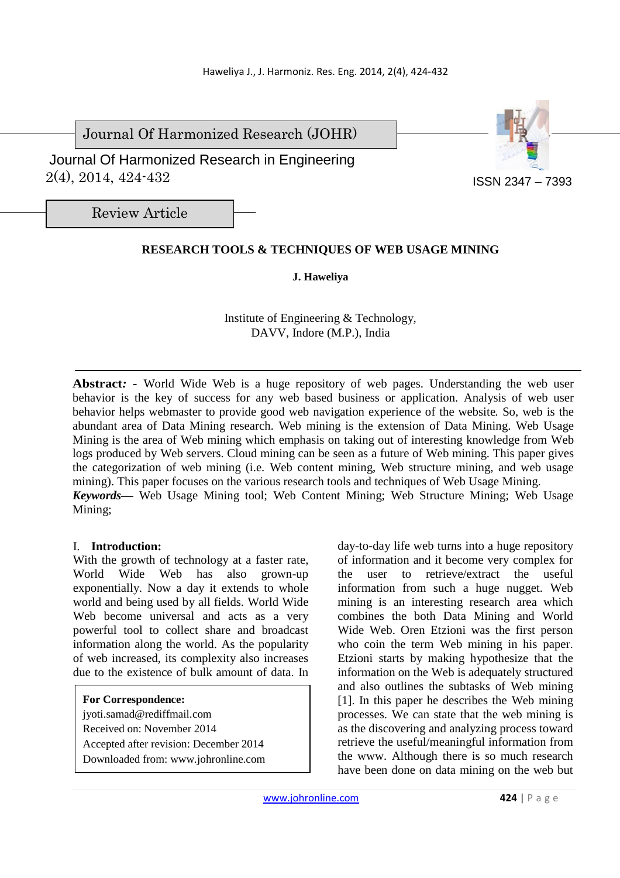Journal Of Harmonized Research (JOHR)

Journal Of Harmonized Research in Engineering
2(4), 2014, 424-432

ISSN 2347 – 7393

Review Article

# RESEARCH TOOLS & TECHNIQUES OF WEB USAGE MINING

**J. Haweliya**

Institute of Engineering & Technology,
DAVV, Indore (M.P.), India

**Abstract*:* -** World Wide Web is a huge repository of web pages. Understanding the web user behavior is the key of success for any web based business or application. Analysis of web user behavior helps webmaster to provide good web navigation experience of the website. So, web is the abundant area of Data Mining research. Web mining is the extension of Data Mining. Web Usage Mining is the area of Web mining which emphasis on taking out of interesting knowledge from Web logs produced by Web servers. Cloud mining can be seen as a future of Web mining. This paper gives the categorization of web mining (i.e. Web content mining, Web structure mining, and web usage mining). This paper focuses on the various research tools and techniques of Web Usage Mining.

***Keywords—*** Web Usage Mining tool; Web Content Mining; Web Structure Mining; Web Usage Mining;

## I. Introduction:

With the growth of technology at a faster rate, World Wide Web has also grown-up exponentially. Now a day it extends to whole world and being used by all fields. World Wide Web become universal and acts as a very powerful tool to collect share and broadcast information along the world. As the popularity of web increased, its complexity also increases due to the existence of bulk amount of data. In day-to-day life web turns into a huge repository of information and it become very complex for the user to retrieve/extract the useful information from such a huge nugget. Web mining is an interesting research area which combines the both Data Mining and World Wide Web. Oren Etzioni was the first person who coin the term Web mining in his paper. Etzioni starts by making hypothesize that the information on the Web is adequately structured and also outlines the subtasks of Web mining [1]. In this paper he describes the Web mining processes. We can state that the web mining is as the discovering and analyzing process toward retrieve the useful/meaningful information from the www. Although there is so much research have been done on data mining on the web but

**For Correspondence:**
jyoti.samad@rediffmail.com
Received on: November 2014
Accepted after revision: December 2014
Downloaded from: www.johronline.com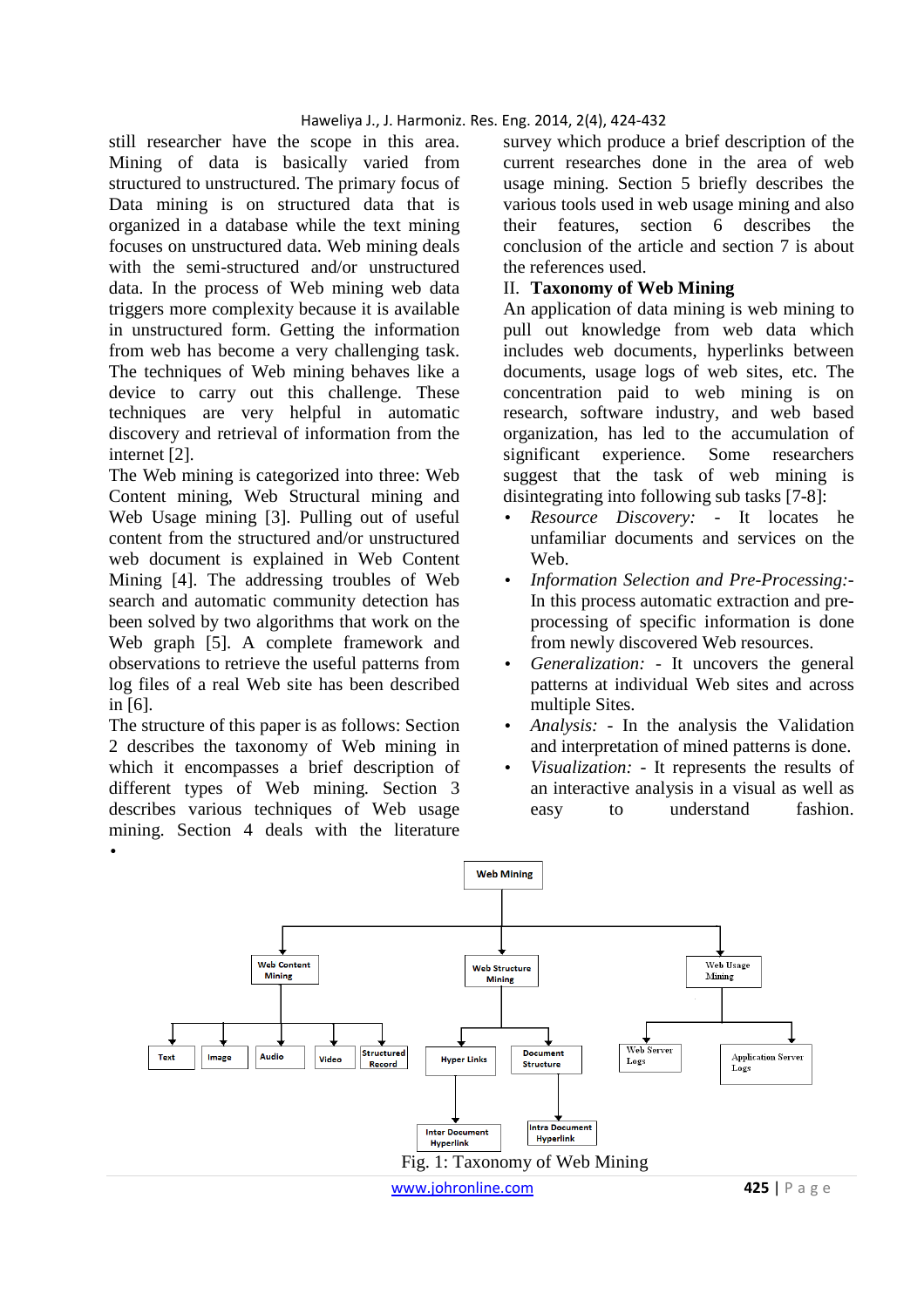still researcher have the scope in this area. Mining of data is basically varied from structured to unstructured. The primary focus of Data mining is on structured data that is organized in a database while the text mining focuses on unstructured data. Web mining deals with the semi-structured and/or unstructured data. In the process of Web mining web data triggers more complexity because it is available in unstructured form. Getting the information from web has become a very challenging task. The techniques of Web mining behaves like a device to carry out this challenge. These techniques are very helpful in automatic discovery and retrieval of information from the internet [2].

The Web mining is categorized into three: Web Content mining, Web Structural mining and Web Usage mining [3]. Pulling out of useful content from the structured and/or unstructured web document is explained in Web Content Mining [4]. The addressing troubles of Web search and automatic community detection has been solved by two algorithms that work on the Web graph [5]. A complete framework and observations to retrieve the useful patterns from log files of a real Web site has been described in [6].

The structure of this paper is as follows: Section 2 describes the taxonomy of Web mining in which it encompasses a brief description of different types of Web mining. Section 3 describes various techniques of Web usage mining. Section 4 deals with the literature survey which produce a brief description of the current researches done in the area of web usage mining. Section 5 briefly describes the various tools used in web usage mining and also their features, section 6 describes the conclusion of the article and section 7 is about the references used.

## II. Taxonomy of Web Mining

An application of data mining is web mining to pull out knowledge from web data which includes web documents, hyperlinks between documents, usage logs of web sites, etc. The concentration paid to web mining is on research, software industry, and web based organization, has led to the accumulation of significant experience. Some researchers suggest that the task of web mining is disintegrating into following sub tasks [7-8]:

- *Resource Discovery:* - It locates he unfamiliar documents and services on the Web.
- *Information Selection and Pre-Processing:-* In this process automatic extraction and pre-processing of specific information is done from newly discovered Web resources.
- *Generalization:* - It uncovers the general patterns at individual Web sites and across multiple Sites.
- *Analysis:* - In the analysis the Validation and interpretation of mined patterns is done.
- *Visualization:* - It represents the results of an interactive analysis in a visual as well as easy to understand fashion.

```
Web Mining
├── Web Content Mining
│   ├── Text
│   ├── Image
│   ├── Audio
│   ├── Video
│   └── Structured Record
├── Web Structure Mining
│   ├── Hyper Links
│   │   └── Inter Document Hyperlink
│   └── Document Structure
│       └── Intra Document Hyperlink
└── Web Usage Mining
    ├── Web Server Logs
    └── Application Server Logs
```

Fig. 1: Taxonomy of Web Mining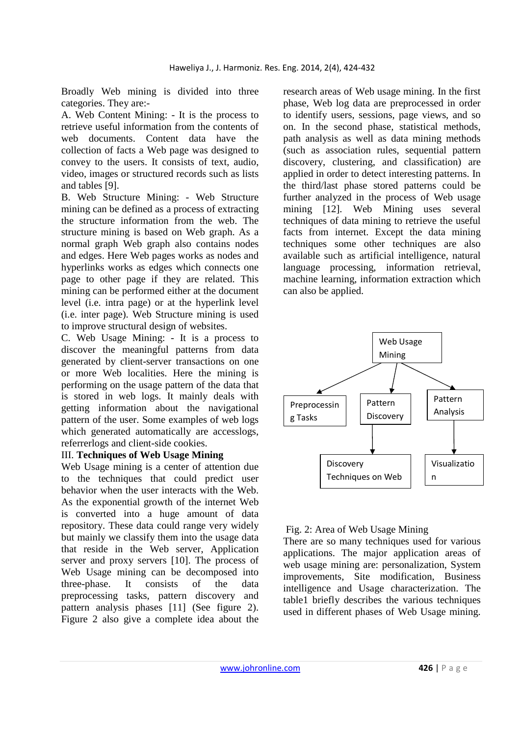Broadly Web mining is divided into three categories. They are:-

A. Web Content Mining: - It is the process to retrieve useful information from the contents of web documents. Content data have the collection of facts a Web page was designed to convey to the users. It consists of text, audio, video, images or structured records such as lists and tables [9].

B. Web Structure Mining: - Web Structure mining can be defined as a process of extracting the structure information from the web. The structure mining is based on Web graph. As a normal graph Web graph also contains nodes and edges. Here Web pages works as nodes and hyperlinks works as edges which connects one page to other page if they are related. This mining can be performed either at the document level (i.e. intra page) or at the hyperlink level (i.e. inter page). Web Structure mining is used to improve structural design of websites.

C. Web Usage Mining: - It is a process to discover the meaningful patterns from data generated by client-server transactions on one or more Web localities. Here the mining is performing on the usage pattern of the data that is stored in web logs. It mainly deals with getting information about the navigational pattern of the user. Some examples of web logs which generated automatically are accesslogs, referrerlogs and client-side cookies.

## III. Techniques of Web Usage Mining

Web Usage mining is a center of attention due to the techniques that could predict user behavior when the user interacts with the Web. As the exponential growth of the internet Web is converted into a huge amount of data repository. These data could range very widely but mainly we classify them into the usage data that reside in the Web server, Application server and proxy servers [10]. The process of Web Usage mining can be decomposed into three-phase. It consists of the data preprocessing tasks, pattern discovery and pattern analysis phases [11] (See figure 2). Figure 2 also give a complete idea about the research areas of Web usage mining. In the first phase, Web log data are preprocessed in order to identify users, sessions, page views, and so on. In the second phase, statistical methods, path analysis as well as data mining methods (such as association rules, sequential pattern discovery, clustering, and classification) are applied in order to detect interesting patterns. In the third/last phase stored patterns could be further analyzed in the process of Web usage mining [12]. Web Mining uses several techniques of data mining to retrieve the useful facts from internet. Except the data mining techniques some other techniques are also available such as artificial intelligence, natural language processing, information retrieval, machine learning, information extraction which can also be applied.

Web Usage Mining → Preprocessing Tasks; Pattern Discovery → Discovery Techniques on Web; Pattern Analysis → Visualization

Fig. 2: Area of Web Usage Mining

There are so many techniques used for various applications. The major application areas of web usage mining are: personalization, System improvements, Site modification, Business intelligence and Usage characterization. The table1 briefly describes the various techniques used in different phases of Web Usage mining.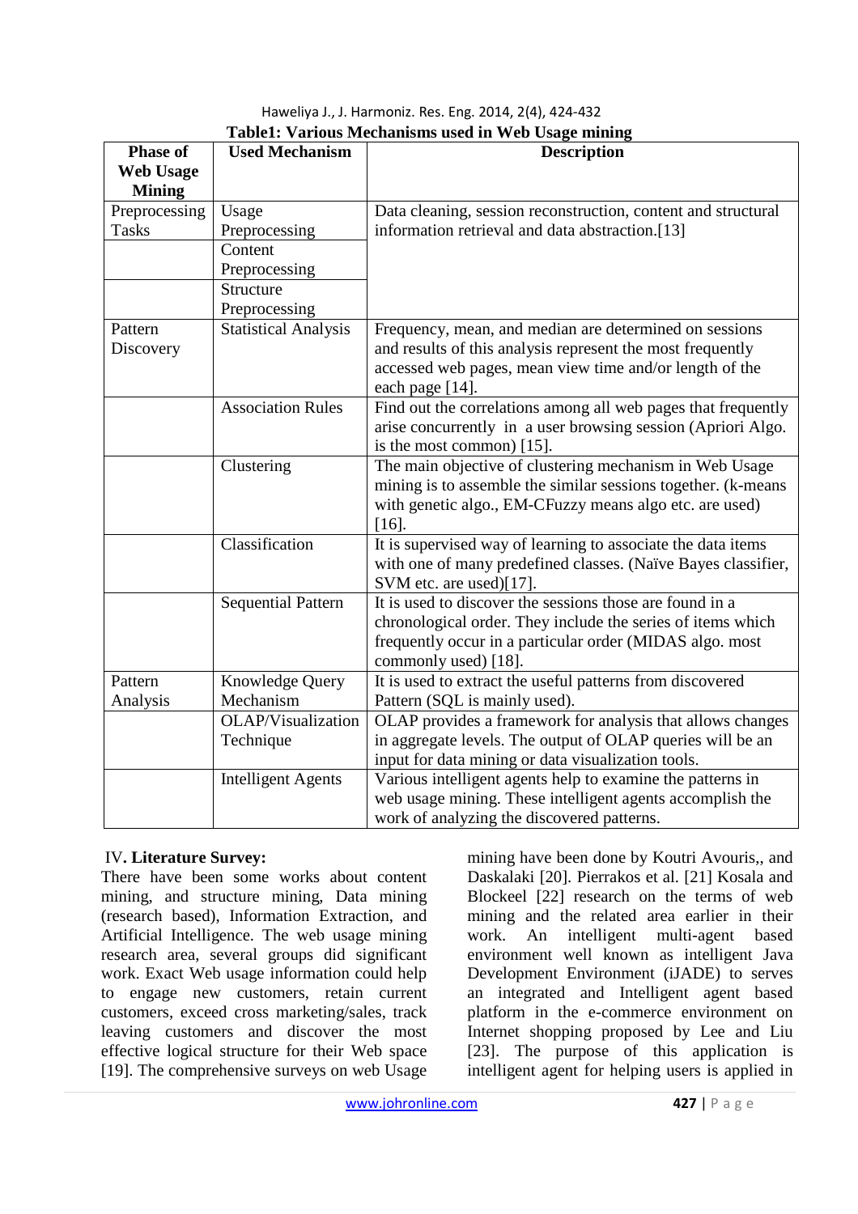**Table1: Various Mechanisms used in Web Usage mining**

| Phase of Web Usage Mining | Used Mechanism | Description |
|---|---|---|
| Preprocessing Tasks | Usage Preprocessing | Data cleaning, session reconstruction, content and structural information retrieval and data abstraction.[13] |
| | Content Preprocessing | |
| | Structure Preprocessing | |
| Pattern Discovery | Statistical Analysis | Frequency, mean, and median are determined on sessions and results of this analysis represent the most frequently accessed web pages, mean view time and/or length of the each page [14]. |
| | Association Rules | Find out the correlations among all web pages that frequently arise concurrently in a user browsing session (Apriori Algo. is the most common) [15]. |
| | Clustering | The main objective of clustering mechanism in Web Usage mining is to assemble the similar sessions together. (k-means with genetic algo., EM-CFuzzy means algo etc. are used) [16]. |
| | Classification | It is supervised way of learning to associate the data items with one of many predefined classes. (Naïve Bayes classifier, SVM etc. are used)[17]. |
| | Sequential Pattern | It is used to discover the sessions those are found in a chronological order. They include the series of items which frequently occur in a particular order (MIDAS algo. most commonly used) [18]. |
| Pattern Analysis | Knowledge Query Mechanism | It is used to extract the useful patterns from discovered Pattern (SQL is mainly used). |
| | OLAP/Visualization Technique | OLAP provides a framework for analysis that allows changes in aggregate levels. The output of OLAP queries will be an input for data mining or data visualization tools. |
| | Intelligent Agents | Various intelligent agents help to examine the patterns in web usage mining. These intelligent agents accomplish the work of analyzing the discovered patterns. |

## IV. Literature Survey:

There have been some works about content mining, and structure mining, Data mining (research based), Information Extraction, and Artificial Intelligence. The web usage mining research area, several groups did significant work. Exact Web usage information could help to engage new customers, retain current customers, exceed cross marketing/sales, track leaving customers and discover the most effective logical structure for their Web space [19]. The comprehensive surveys on web Usage mining have been done by Koutri Avouris,, and Daskalaki [20]. Pierrakos et al. [21] Kosala and Blockeel [22] research on the terms of web mining and the related area earlier in their work. An intelligent multi-agent based environment well known as intelligent Java Development Environment (iJADE) to serves an integrated and Intelligent agent based platform in the e-commerce environment on Internet shopping proposed by Lee and Liu [23]. The purpose of this application is intelligent agent for helping users is applied in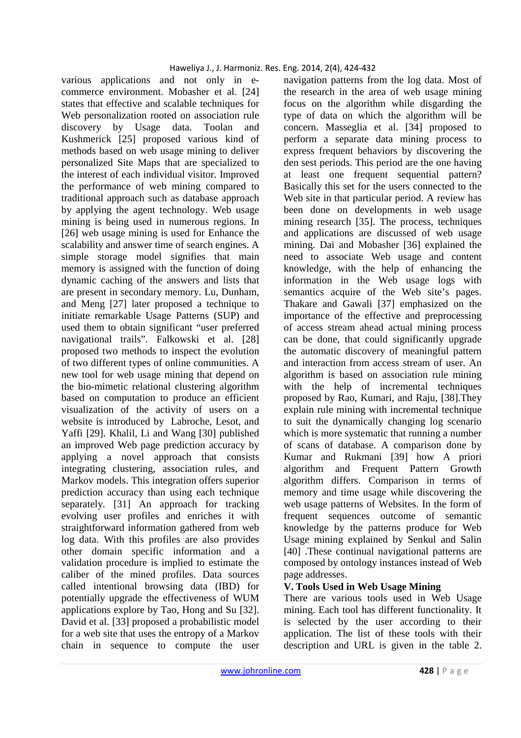various applications and not only in e-commerce environment. Mobasher et al. [24] states that effective and scalable techniques for Web personalization rooted on association rule discovery by Usage data. Toolan and Kushmerick [25] proposed various kind of methods based on web usage mining to deliver personalized Site Maps that are specialized to the interest of each individual visitor. Improved the performance of web mining compared to traditional approach such as database approach by applying the agent technology. Web usage mining is being used in numerous regions. In [26] web usage mining is used for Enhance the scalability and answer time of search engines. A simple storage model signifies that main memory is assigned with the function of doing dynamic caching of the answers and lists that are present in secondary memory. Lu, Dunham, and Meng [27] later proposed a technique to initiate remarkable Usage Patterns (SUP) and used them to obtain significant "user preferred navigational trails". Falkowski et al. [28] proposed two methods to inspect the evolution of two different types of online communities. A new tool for web usage mining that depend on the bio-mimetic relational clustering algorithm based on computation to produce an efficient visualization of the activity of users on a website is introduced by Labroche, Lesot, and Yaffi [29]. Khalil, Li and Wang [30] published an improved Web page prediction accuracy by applying a novel approach that consists integrating clustering, association rules, and Markov models. This integration offers superior prediction accuracy than using each technique separately. [31] An approach for tracking evolving user profiles and enriches it with straightforward information gathered from web log data. With this profiles are also provides other domain specific information and a validation procedure is implied to estimate the caliber of the mined profiles. Data sources called intentional browsing data (IBD) for potentially upgrade the effectiveness of WUM applications explore by Tao, Hong and Su [32]. David et al. [33] proposed a probabilistic model for a web site that uses the entropy of a Markov chain in sequence to compute the user navigation patterns from the log data. Most of the research in the area of web usage mining focus on the algorithm while disgarding the type of data on which the algorithm will be concern. Masseglia et al. [34] proposed to perform a separate data mining process to express frequent behaviors by discovering the den sest periods. This period are the one having at least one frequent sequential pattern? Basically this set for the users connected to the Web site in that particular period. A review has been done on developments in web usage mining research [35]. The process, techniques and applications are discussed of web usage mining. Dai and Mobasher [36] explained the need to associate Web usage and content knowledge, with the help of enhancing the information in the Web usage logs with semantics acquire of the Web site's pages. Thakare and Gawali [37] emphasized on the importance of the effective and preprocessing of access stream ahead actual mining process can be done, that could significantly upgrade the automatic discovery of meaningful pattern and interaction from access stream of user. An algorithm is based on association rule mining with the help of incremental techniques proposed by Rao, Kumari, and Raju, [38].They explain rule mining with incremental technique to suit the dynamically changing log scenario which is more systematic that running a number of scans of database. A comparison done by Kumar and Rukmani [39] how A priori algorithm and Frequent Pattern Growth algorithm differs. Comparison in terms of memory and time usage while discovering the web usage patterns of Websites. In the form of frequent sequences outcome of semantic knowledge by the patterns produce for Web Usage mining explained by Senkul and Salin [40] .These continual navigational patterns are composed by ontology instances instead of Web page addresses.

## V. Tools Used in Web Usage Mining

There are various tools used in Web Usage mining. Each tool has different functionality. It is selected by the user according to their application. The list of these tools with their description and URL is given in the table 2.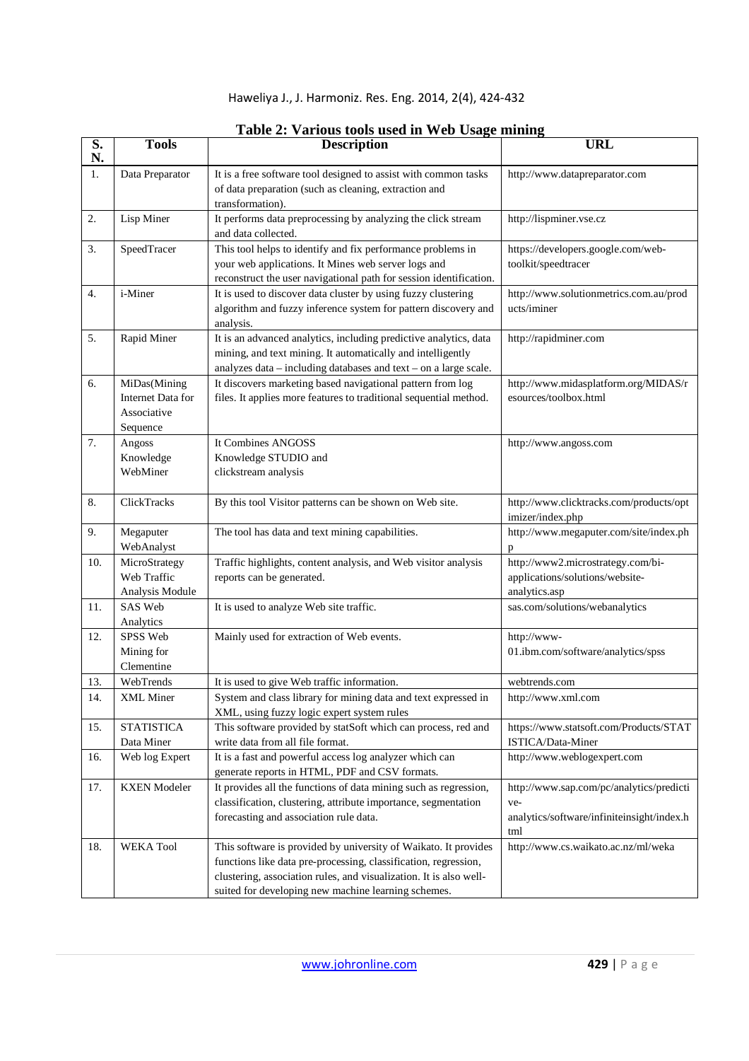**Table 2: Various tools used in Web Usage mining**

| S. N. | Tools | Description | URL |
|---|---|---|---|
| 1. | Data Preparator | It is a free software tool designed to assist with common tasks of data preparation (such as cleaning, extraction and transformation). | http://www.datapreparator.com |
| 2. | Lisp Miner | It performs data preprocessing by analyzing the click stream and data collected. | http://lispminer.vse.cz |
| 3. | SpeedTracer | This tool helps to identify and fix performance problems in your web applications. It Mines web server logs and reconstruct the user navigational path for session identification. | https://developers.google.com/web-toolkit/speedtracer |
| 4. | i-Miner | It is used to discover data cluster by using fuzzy clustering algorithm and fuzzy inference system for pattern discovery and analysis. | http://www.solutionmetrics.com.au/products/iminer |
| 5. | Rapid Miner | It is an advanced analytics, including predictive analytics, data mining, and text mining. It automatically and intelligently analyzes data – including databases and text – on a large scale. | http://rapidminer.com |
| 6. | MiDas(Mining Internet Data for Associative Sequence | It discovers marketing based navigational pattern from log files. It applies more features to traditional sequential method. | http://www.midasplatform.org/MIDAS/resources/toolbox.html |
| 7. | Angoss Knowledge WebMiner | It Combines ANGOSS Knowledge STUDIO and clickstream analysis | http://www.angoss.com |
| 8. | ClickTracks | By this tool Visitor patterns can be shown on Web site. | http://www.clicktracks.com/products/optimizer/index.php |
| 9. | Megaputer WebAnalyst | The tool has data and text mining capabilities. | http://www.megaputer.com/site/index.php |
| 10. | MicroStrategy Web Traffic Analysis Module | Traffic highlights, content analysis, and Web visitor analysis reports can be generated. | http://www2.microstrategy.com/bi-applications/solutions/website-analytics.asp |
| 11. | SAS Web Analytics | It is used to analyze Web site traffic. | sas.com/solutions/webanalytics |
| 12. | SPSS Web Mining for Clementine | Mainly used for extraction of Web events. | http://www-01.ibm.com/software/analytics/spss |
| 13. | WebTrends | It is used to give Web traffic information. | webtrends.com |
| 14. | XML Miner | System and class library for mining data and text expressed in XML, using fuzzy logic expert system rules | http://www.xml.com |
| 15. | STATISTICA Data Miner | This software provided by statSoft which can process, red and write data from all file format. | https://www.statsoft.com/Products/STATISTICA/Data-Miner |
| 16. | Web log Expert | It is a fast and powerful access log analyzer which can generate reports in HTML, PDF and CSV formats. | http://www.weblogexpert.com |
| 17. | KXEN Modeler | It provides all the functions of data mining such as regression, classification, clustering, attribute importance, segmentation forecasting and association rule data. | http://www.sap.com/pc/analytics/predictive-analytics/software/infiniteinsight/index.html |
| 18. | WEKA Tool | This software is provided by university of Waikato. It provides functions like data pre-processing, classification, regression, clustering, association rules, and visualization. It is also well-suited for developing new machine learning schemes. | http://www.cs.waikato.ac.nz/ml/weka |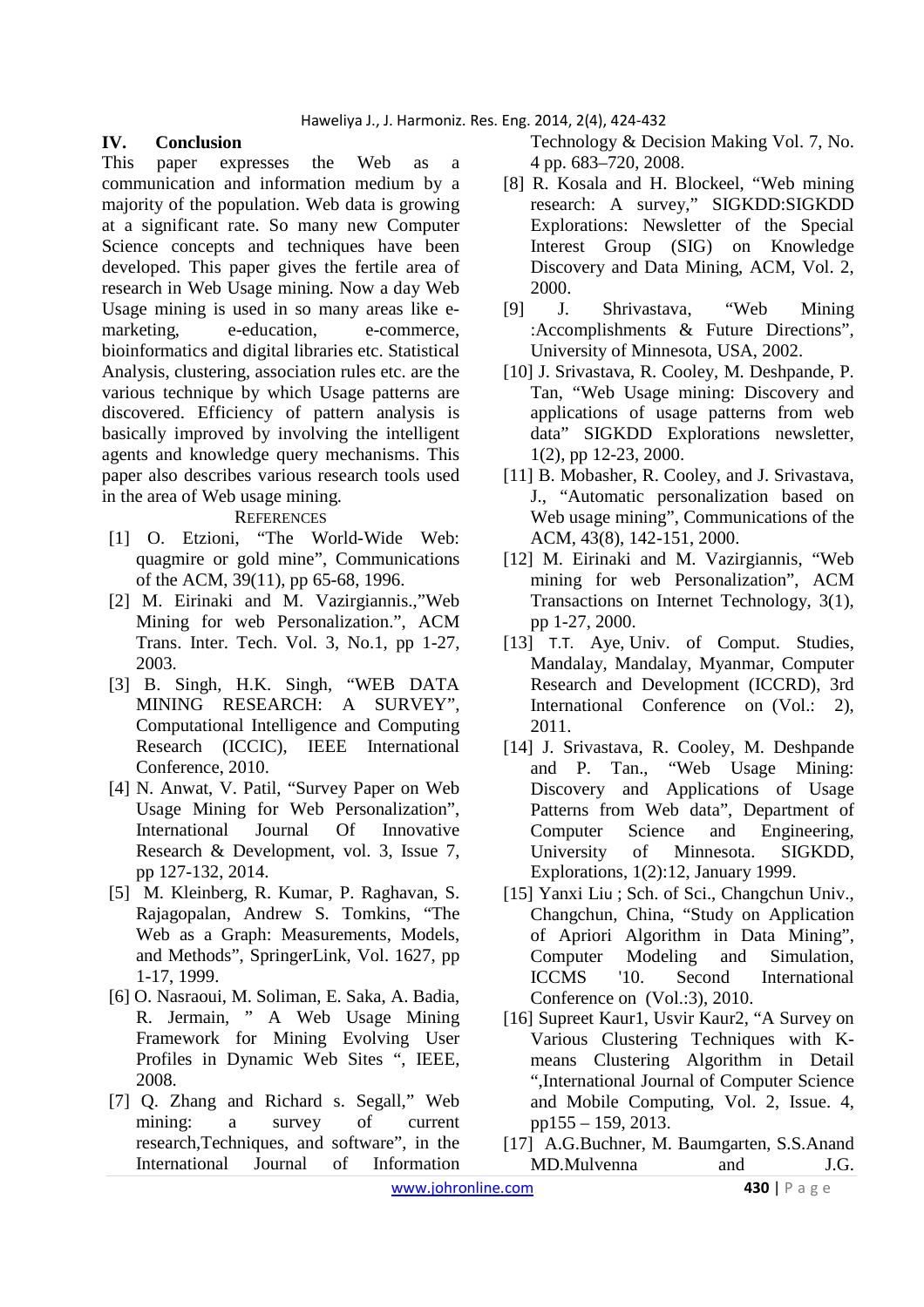## IV. Conclusion

This paper expresses the Web as a communication and information medium by a majority of the population. Web data is growing at a significant rate. So many new Computer Science concepts and techniques have been developed. This paper gives the fertile area of research in Web Usage mining. Now a day Web Usage mining is used in so many areas like e-marketing, e-education, e-commerce, bioinformatics and digital libraries etc. Statistical Analysis, clustering, association rules etc. are the various technique by which Usage patterns are discovered. Efficiency of pattern analysis is basically improved by involving the intelligent agents and knowledge query mechanisms. This paper also describes various research tools used in the area of Web usage mining.

## References

[1] O. Etzioni, "The World-Wide Web: quagmire or gold mine", Communications of the ACM, 39(11), pp 65-68, 1996.

[2] M. Eirinaki and M. Vazirgiannis.,"Web Mining for web Personalization.", ACM Trans. Inter. Tech. Vol. 3, No.1, pp 1-27, 2003.

[3] B. Singh, H.K. Singh, "WEB DATA MINING RESEARCH: A SURVEY", Computational Intelligence and Computing Research (ICCIC), IEEE International Conference, 2010.

[4] N. Anwat, V. Patil, "Survey Paper on Web Usage Mining for Web Personalization", International Journal Of Innovative Research & Development, vol. 3, Issue 7, pp 127-132, 2014.

[5] M. Kleinberg, R. Kumar, P. Raghavan, S. Rajagopalan, Andrew S. Tomkins, "The Web as a Graph: Measurements, Models, and Methods", SpringerLink, Vol. 1627, pp 1-17, 1999.

[6] O. Nasraoui, M. Soliman, E. Saka, A. Badia, R. Jermain, " A Web Usage Mining Framework for Mining Evolving User Profiles in Dynamic Web Sites ", IEEE, 2008.

[7] Q. Zhang and Richard s. Segall," Web mining: a survey of current research,Techniques, and software", in the International Journal of Information Technology & Decision Making Vol. 7, No. 4 pp. 683–720, 2008.

[8] R. Kosala and H. Blockeel, "Web mining research: A survey," SIGKDD:SIGKDD Explorations: Newsletter of the Special Interest Group (SIG) on Knowledge Discovery and Data Mining, ACM, Vol. 2, 2000.

[9] J. Shrivastava, "Web Mining :Accomplishments & Future Directions", University of Minnesota, USA, 2002.

[10] J. Srivastava, R. Cooley, M. Deshpande, P. Tan, "Web Usage mining: Discovery and applications of usage patterns from web data" SIGKDD Explorations newsletter, 1(2), pp 12-23, 2000.

[11] B. Mobasher, R. Cooley, and J. Srivastava, J., "Automatic personalization based on Web usage mining", Communications of the ACM, 43(8), 142-151, 2000.

[12] M. Eirinaki and M. Vazirgiannis, "Web mining for web Personalization", ACM Transactions on Internet Technology, 3(1), pp 1-27, 2000.

[13] T.T. Aye, Univ. of Comput. Studies, Mandalay, Mandalay, Myanmar, Computer Research and Development (ICCRD), 3rd International Conference on (Vol.: 2), 2011.

[14] J. Srivastava, R. Cooley, M. Deshpande and P. Tan., "Web Usage Mining: Discovery and Applications of Usage Patterns from Web data", Department of Computer Science and Engineering, University of Minnesota. SIGKDD, Explorations, 1(2):12, January 1999.

[15] Yanxi Liu ; Sch. of Sci., Changchun Univ., Changchun, China, "Study on Application of Apriori Algorithm in Data Mining", Computer Modeling and Simulation, ICCMS '10. Second International Conference on (Vol.:3), 2010.

[16] Supreet Kaur1, Usvir Kaur2, "A Survey on Various Clustering Techniques with K-means Clustering Algorithm in Detail ",International Journal of Computer Science and Mobile Computing, Vol. 2, Issue. 4, pp155 – 159, 2013.

[17] A.G.Buchner, M. Baumgarten, S.S.Anand MD.Mulvenna and J.G.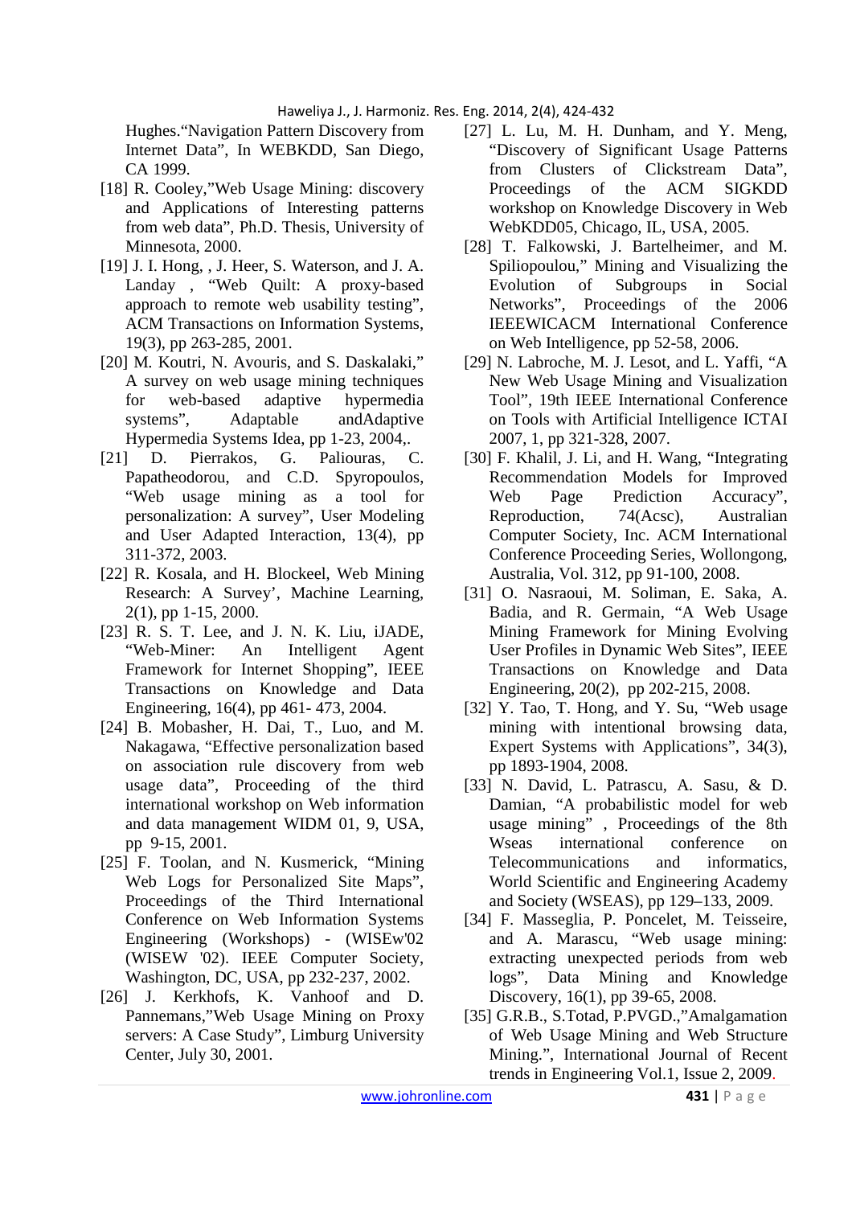Hughes."Navigation Pattern Discovery from Internet Data", In WEBKDD, San Diego, CA 1999.

[18] R. Cooley,"Web Usage Mining: discovery and Applications of Interesting patterns from web data", Ph.D. Thesis, University of Minnesota, 2000.

[19] J. I. Hong, , J. Heer, S. Waterson, and J. A. Landay , "Web Quilt: A proxy-based approach to remote web usability testing", ACM Transactions on Information Systems, 19(3), pp 263-285, 2001.

[20] M. Koutri, N. Avouris, and S. Daskalaki," A survey on web usage mining techniques for web-based adaptive hypermedia systems", Adaptable andAdaptive Hypermedia Systems Idea, pp 1-23, 2004,.

[21] D. Pierrakos, G. Paliouras, C. Papatheodorou, and C.D. Spyropoulos, "Web usage mining as a tool for personalization: A survey", User Modeling and User Adapted Interaction, 13(4), pp 311-372, 2003.

[22] R. Kosala, and H. Blockeel, Web Mining Research: A Survey', Machine Learning, 2(1), pp 1-15, 2000.

[23] R. S. T. Lee, and J. N. K. Liu, iJADE, "Web-Miner: An Intelligent Agent Framework for Internet Shopping", IEEE Transactions on Knowledge and Data Engineering, 16(4), pp 461- 473, 2004.

[24] B. Mobasher, H. Dai, T., Luo, and M. Nakagawa, "Effective personalization based on association rule discovery from web usage data", Proceeding of the third international workshop on Web information and data management WIDM 01, 9, USA, pp 9-15, 2001.

[25] F. Toolan, and N. Kusmerick, "Mining Web Logs for Personalized Site Maps", Proceedings of the Third International Conference on Web Information Systems Engineering (Workshops) - (WISEw'02 (WISEW '02). IEEE Computer Society, Washington, DC, USA, pp 232-237, 2002.

[26] J. Kerkhofs, K. Vanhoof and D. Pannemans,"Web Usage Mining on Proxy servers: A Case Study", Limburg University Center, July 30, 2001.

[27] L. Lu, M. H. Dunham, and Y. Meng, "Discovery of Significant Usage Patterns from Clusters of Clickstream Data", Proceedings of the ACM SIGKDD workshop on Knowledge Discovery in Web WebKDD05, Chicago, IL, USA, 2005.

[28] T. Falkowski, J. Bartelheimer, and M. Spiliopoulou," Mining and Visualizing the Evolution of Subgroups in Social Networks", Proceedings of the 2006 IEEEWICACM International Conference on Web Intelligence, pp 52-58, 2006.

[29] N. Labroche, M. J. Lesot, and L. Yaffi, "A New Web Usage Mining and Visualization Tool", 19th IEEE International Conference on Tools with Artificial Intelligence ICTAI 2007, 1, pp 321-328, 2007.

[30] F. Khalil, J. Li, and H. Wang, "Integrating Recommendation Models for Improved Web Page Prediction Accuracy", Reproduction, 74(Acsc), Australian Computer Society, Inc. ACM International Conference Proceeding Series, Wollongong, Australia, Vol. 312, pp 91-100, 2008.

[31] O. Nasraoui, M. Soliman, E. Saka, A. Badia, and R. Germain, "A Web Usage Mining Framework for Mining Evolving User Profiles in Dynamic Web Sites", IEEE Transactions on Knowledge and Data Engineering, 20(2), pp 202-215, 2008.

[32] Y. Tao, T. Hong, and Y. Su, "Web usage mining with intentional browsing data, Expert Systems with Applications", 34(3), pp 1893-1904, 2008.

[33] N. David, L. Patrascu, A. Sasu, & D. Damian, "A probabilistic model for web usage mining" , Proceedings of the 8th Wseas international conference on Telecommunications and informatics, World Scientific and Engineering Academy and Society (WSEAS), pp 129–133, 2009.

[34] F. Masseglia, P. Poncelet, M. Teisseire, and A. Marascu, "Web usage mining: extracting unexpected periods from web logs", Data Mining and Knowledge Discovery, 16(1), pp 39-65, 2008.

[35] G.R.B., S.Totad, P.PVGD.,"Amalgamation of Web Usage Mining and Web Structure Mining.", International Journal of Recent trends in Engineering Vol.1, Issue 2, 2009.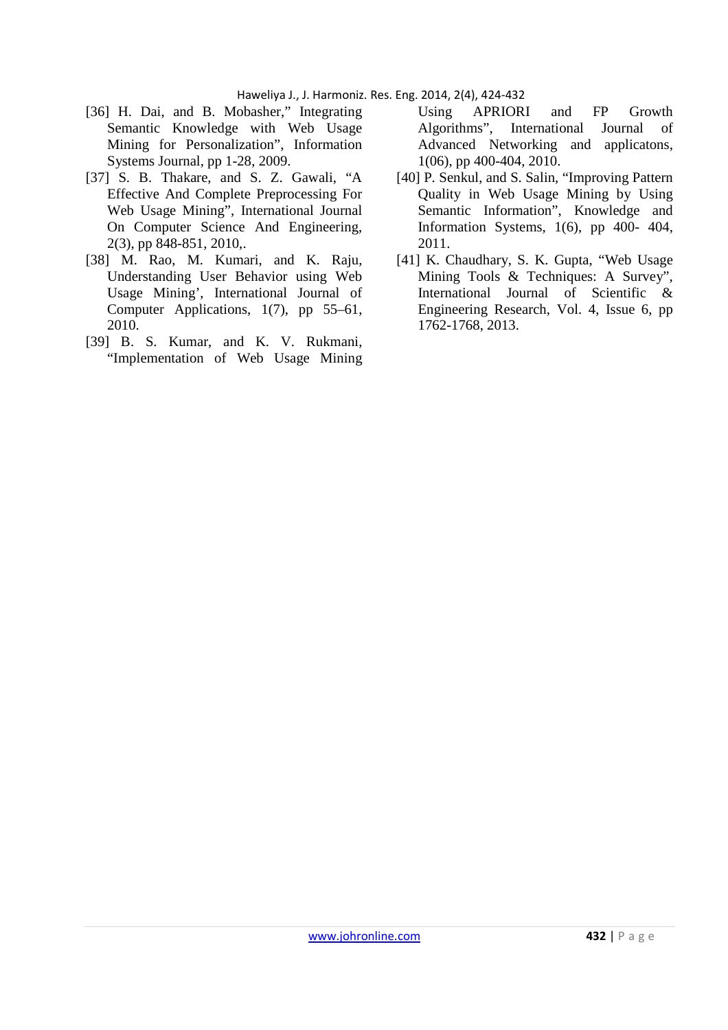[36] H. Dai, and B. Mobasher," Integrating Semantic Knowledge with Web Usage Mining for Personalization", Information Systems Journal, pp 1-28, 2009.

[37] S. B. Thakare, and S. Z. Gawali, "A Effective And Complete Preprocessing For Web Usage Mining", International Journal On Computer Science And Engineering, 2(3), pp 848-851, 2010,.

[38] M. Rao, M. Kumari, and K. Raju, Understanding User Behavior using Web Usage Mining', International Journal of Computer Applications, 1(7), pp 55–61, 2010.

[39] B. S. Kumar, and K. V. Rukmani, "Implementation of Web Usage Mining Using APRIORI and FP Growth Algorithms", International Journal of Advanced Networking and applicatons, 1(06), pp 400-404, 2010.

[40] P. Senkul, and S. Salin, "Improving Pattern Quality in Web Usage Mining by Using Semantic Information", Knowledge and Information Systems, 1(6), pp 400- 404, 2011.

[41] K. Chaudhary, S. K. Gupta, "Web Usage Mining Tools & Techniques: A Survey", International Journal of Scientific & Engineering Research, Vol. 4, Issue 6, pp 1762-1768, 2013.